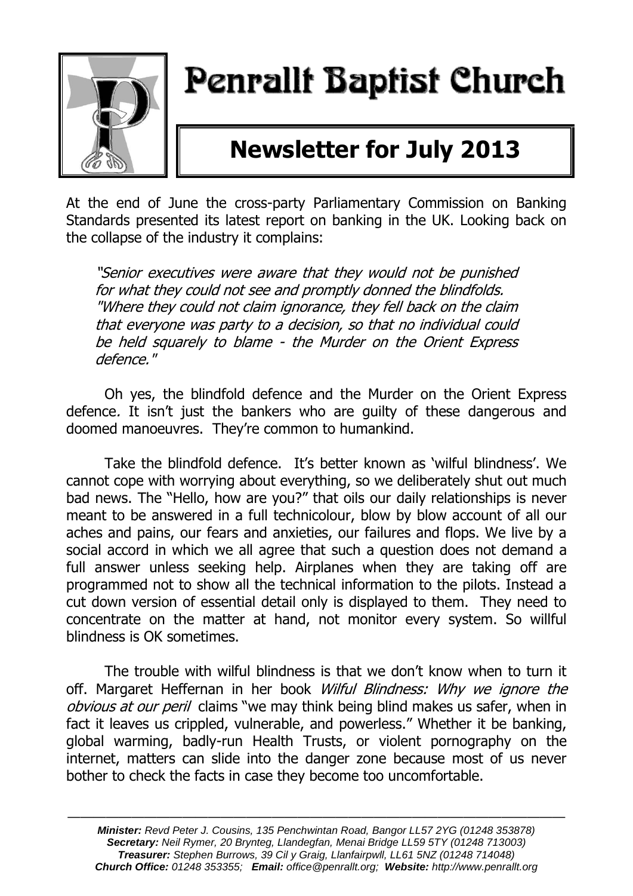# Penrallt Baptist Church

## Newsletter for July 2013

At the end of June the cross-party Parliamentary Commission on Banking Standards presented its latest report on banking in the UK. Looking back on the collapse of the industry it complains:

> *"Senior executives were aware that they would not be punished for what they could not see and promptly donned the blindfolds. "Where they could not claim ignorance, they fell back on the claim that everyone was party to a decision, so that no individual could be held squarely to blame - the Murder on the Orient Express defence."*

Oh yes, the blindfold defence and the Murder on the Orient Express defence. It isn't just the bankers who are guilty of these dangerous and doomed manoeuvres. They're common to humankind.

Take the blindfold defence. It's better known as 'wilful blindness'. We cannot cope with worrying about everything, so we deliberately shut out much bad news. The "Hello, how are you?" that oils our daily relationships is never meant to be answered in a full technicolour, blow by blow account of all our aches and pains, our fears and anxieties, our failures and flops. We live by a social accord in which we all agree that such a question does not demand a full answer unless seeking help. Airplanes when they are taking off are programmed not to show all the technical information to the pilots. Instead a cut down version of essential detail only is displayed to them. They need to concentrate on the matter at hand, not monitor every system. So willful blindness is OK sometimes.

The trouble with wilful blindness is that we don't know when to turn it off. Margaret Heffernan in her book *Wilful Blindness: Why we ignore the obvious at our peril* claims "we may think being blind makes us safer, when in fact it leaves us crippled, vulnerable, and powerless." Whether it be banking, global warming, badly-run Health Trusts, or violent pornography on the internet, matters can slide into the danger zone because most of us never bother to check the facts in case they become too uncomfortable.

---

***Minister:*** *Revd Peter J. Cousins, 135 Penchwintan Road, Bangor LL57 2YG (01248 353878)*
***Secretary:*** *Neil Rymer, 20 Brynteg, Llandegfan, Menai Bridge LL59 5TY (01248 713003)*
***Treasurer:*** *Stephen Burrows, 39 Cil y Graig, Llanfairpwll, LL61 5NZ (01248 714048)*
***Church Office:*** *01248 353355;* ***Email:*** *office@penrallt.org;* ***Website:*** *http://www.penrallt.org*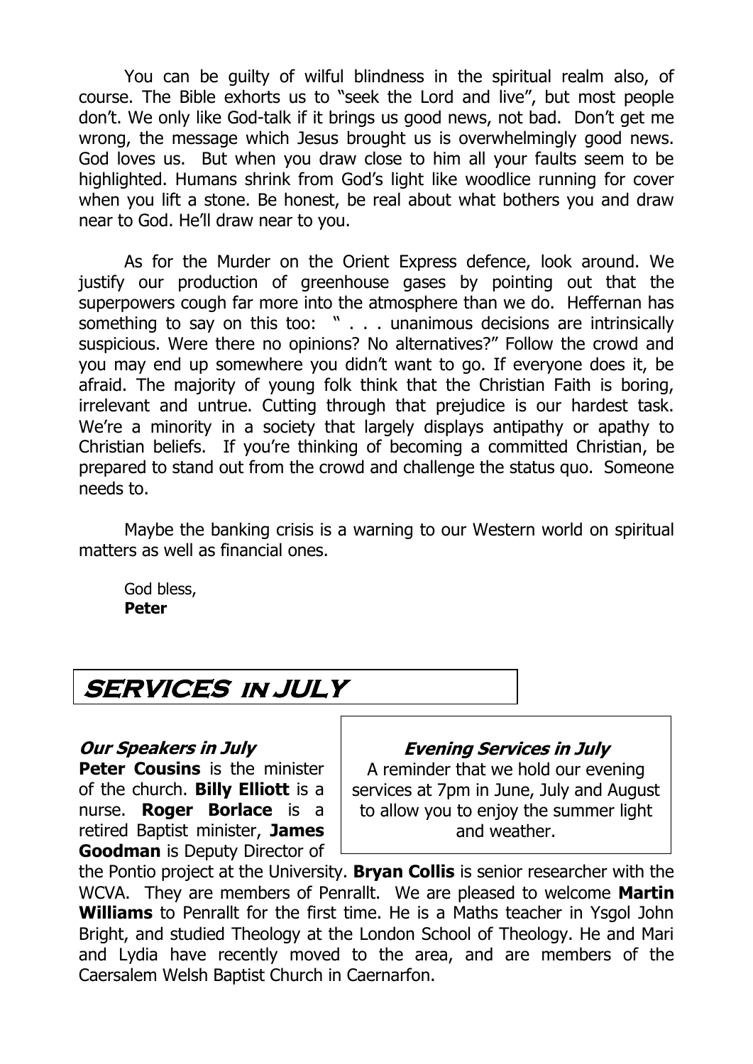You can be guilty of wilful blindness in the spiritual realm also, of course. The Bible exhorts us to "seek the Lord and live", but most people don't. We only like God-talk if it brings us good news, not bad. Don't get me wrong, the message which Jesus brought us is overwhelmingly good news. God loves us. But when you draw close to him all your faults seem to be highlighted. Humans shrink from God's light like woodlice running for cover when you lift a stone. Be honest, be real about what bothers you and draw near to God. He'll draw near to you.

As for the Murder on the Orient Express defence, look around. We justify our production of greenhouse gases by pointing out that the superpowers cough far more into the atmosphere than we do. Heffernan has something to say on this too: " . . . unanimous decisions are intrinsically suspicious. Were there no opinions? No alternatives?" Follow the crowd and you may end up somewhere you didn't want to go. If everyone does it, be afraid. The majority of young folk think that the Christian Faith is boring, irrelevant and untrue. Cutting through that prejudice is our hardest task. We're a minority in a society that largely displays antipathy or apathy to Christian beliefs. If you're thinking of becoming a committed Christian, be prepared to stand out from the crowd and challenge the status quo. Someone needs to.

Maybe the banking crisis is a warning to our Western world on spiritual matters as well as financial ones.

God bless,
**Peter**

## SERVICES IN JULY

### *Our Speakers in July*

**Peter Cousins** is the minister of the church. **Billy Elliott** is a nurse. **Roger Borlace** is a retired Baptist minister, **James Goodman** is Deputy Director of the Pontio project at the University. **Bryan Collis** is senior researcher with the WCVA. They are members of Penrallt. We are pleased to welcome **Martin Williams** to Penrallt for the first time. He is a Maths teacher in Ysgol John Bright, and studied Theology at the London School of Theology. He and Mari and Lydia have recently moved to the area, and are members of the Caersalem Welsh Baptist Church in Caernarfon.

### *Evening Services in July*

A reminder that we hold our evening services at 7pm in June, July and August to allow you to enjoy the summer light and weather.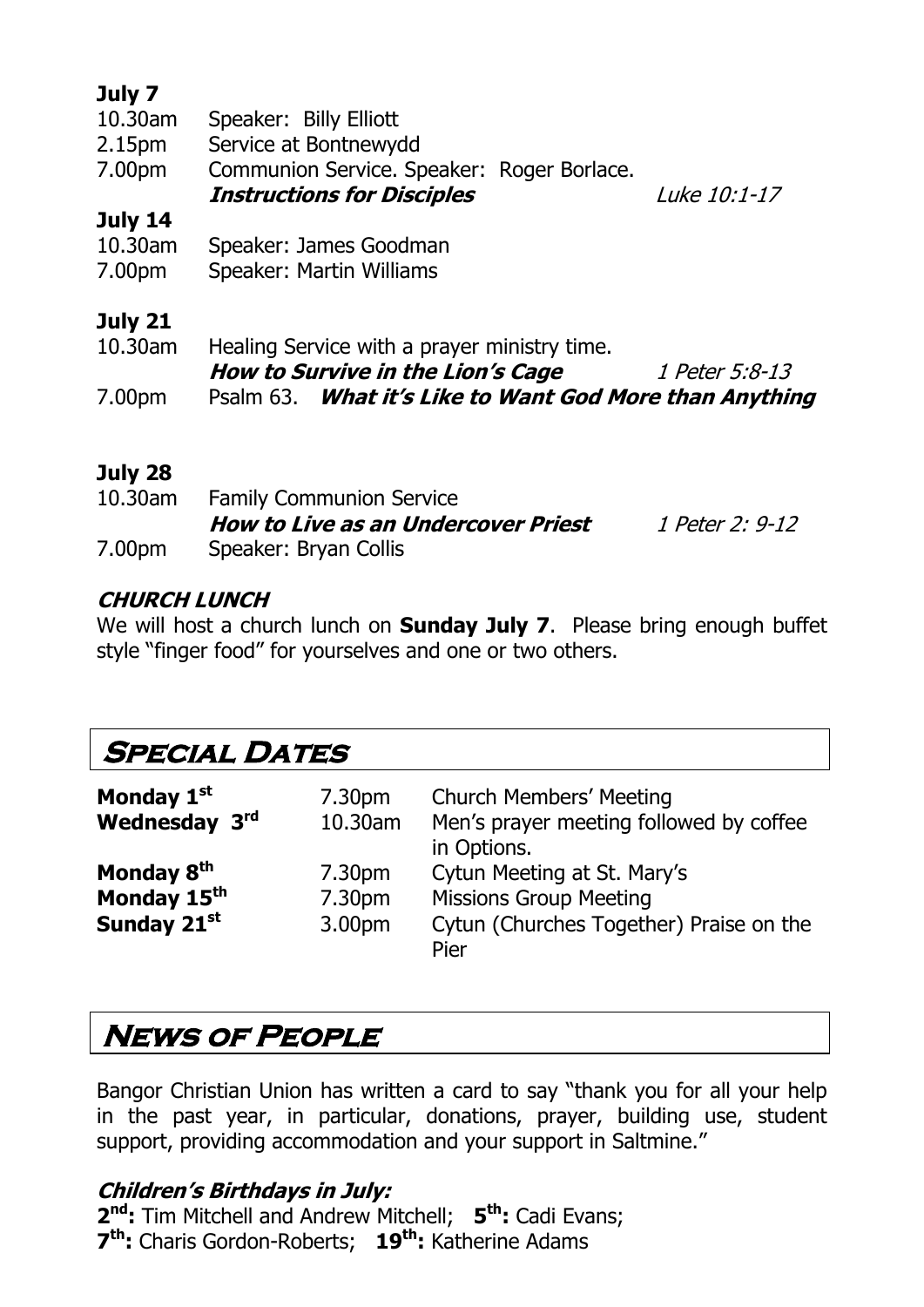**July 7**

| | | |
|---|---|---|
| 10.30am | Speaker: Billy Elliott | |
| 2.15pm | Service at Bontnewydd | |
| 7.00pm | Communion Service. Speaker: Roger Borlace. | |
| | ***Instructions for Disciples*** | *Luke 10:1-17* |

**July 14**

| | |
|---|---|
| 10.30am | Speaker: James Goodman |
| 7.00pm | Speaker: Martin Williams |

**July 21**

| | | |
|---|---|---|
| 10.30am | Healing Service with a prayer ministry time. | |
| | ***How to Survive in the Lion's Cage*** | *1 Peter 5:8-13* |
| 7.00pm | Psalm 63. ***What it's Like to Want God More than Anything*** | |

**July 28**

| | | |
|---|---|---|
| 10.30am | Family Communion Service | |
| | ***How to Live as an Undercover Priest*** | *1 Peter 2: 9-12* |
| 7.00pm | Speaker: Bryan Collis | |

### ***CHURCH LUNCH***

We will host a church lunch on **Sunday July 7**. Please bring enough buffet style "finger food" for yourselves and one or two others.

## Special Dates

| | | |
|---|---|---|
| **Monday 1st** | 7.30pm | Church Members' Meeting |
| **Wednesday 3rd** | 10.30am | Men's prayer meeting followed by coffee in Options. |
| **Monday 8th** | 7.30pm | Cytun Meeting at St. Mary's |
| **Monday 15th** | 7.30pm | Missions Group Meeting |
| **Sunday 21st** | 3.00pm | Cytun (Churches Together) Praise on the Pier |

## News of People

Bangor Christian Union has written a card to say "thank you for all your help in the past year, in particular, donations, prayer, building use, student support, providing accommodation and your support in Saltmine."

### ***Children's Birthdays in July:***

**2nd:** Tim Mitchell and Andrew Mitchell; **5th:** Cadi Evans;
**7th:** Charis Gordon-Roberts; **19th:** Katherine Adams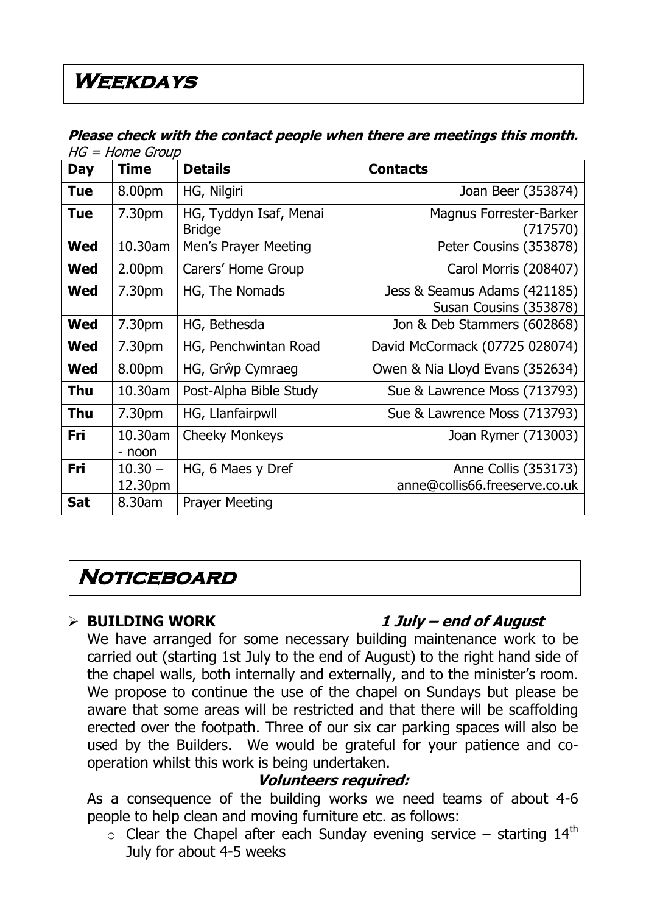# Weekdays

***Please check with the contact people when there are meetings this month.***
*HG = Home Group*

| Day | Time | Details | Contacts |
|---|---|---|---|
| **Tue** | 8.00pm | HG, Nilgiri | Joan Beer (353874) |
| **Tue** | 7.30pm | HG, Tyddyn Isaf, Menai Bridge | Magnus Forrester-Barker (717570) |
| **Wed** | 10.30am | Men's Prayer Meeting | Peter Cousins (353878) |
| **Wed** | 2.00pm | Carers' Home Group | Carol Morris (208407) |
| **Wed** | 7.30pm | HG, The Nomads | Jess & Seamus Adams (421185) Susan Cousins (353878) |
| **Wed** | 7.30pm | HG, Bethesda | Jon & Deb Stammers (602868) |
| **Wed** | 7.30pm | HG, Penchwintan Road | David McCormack (07725 028074) |
| **Wed** | 8.00pm | HG, Grŵp Cymraeg | Owen & Nia Lloyd Evans (352634) |
| **Thu** | 10.30am | Post-Alpha Bible Study | Sue & Lawrence Moss (713793) |
| **Thu** | 7.30pm | HG, Llanfairpwll | Sue & Lawrence Moss (713793) |
| **Fri** | 10.30am - noon | Cheeky Monkeys | Joan Rymer (713003) |
| **Fri** | 10.30 – 12.30pm | HG, 6 Maes y Dref | Anne Collis (353173) anne@collis66.freeserve.co.uk |
| **Sat** | 8.30am | Prayer Meeting | |

# Noticeboard

- **BUILDING WORK** ***1 July – end of August***

  We have arranged for some necessary building maintenance work to be carried out (starting 1st July to the end of August) to the right hand side of the chapel walls, both internally and externally, and to the minister's room. We propose to continue the use of the chapel on Sundays but please be aware that some areas will be restricted and that there will be scaffolding erected over the footpath. Three of our six car parking spaces will also be used by the Builders. We would be grateful for your patience and co-operation whilst this work is being undertaken.

  ***Volunteers required:***

  As a consequence of the building works we need teams of about 4-6 people to help clean and moving furniture etc. as follows:

  - Clear the Chapel after each Sunday evening service – starting 14th July for about 4-5 weeks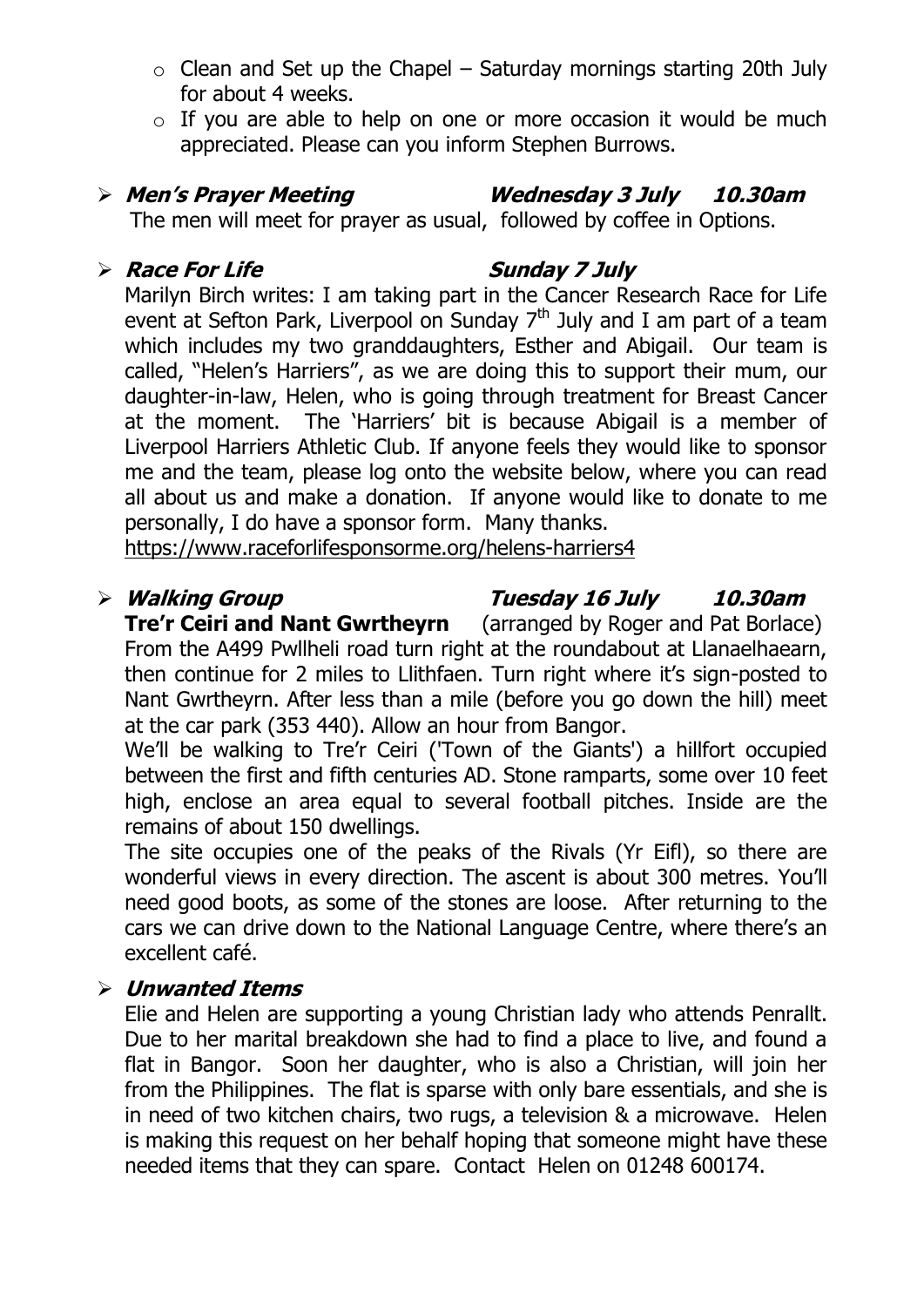- Clean and Set up the Chapel – Saturday mornings starting 20th July for about 4 weeks.
- If you are able to help on one or more occasion it would be much appreciated. Please can you inform Stephen Burrows.

- ***Men's Prayer Meeting*** ***Wednesday 3 July*** ***10.30am***

  The men will meet for prayer as usual, followed by coffee in Options.

- ***Race For Life*** ***Sunday 7 July***

  Marilyn Birch writes: I am taking part in the Cancer Research Race for Life event at Sefton Park, Liverpool on Sunday 7th July and I am part of a team which includes my two granddaughters, Esther and Abigail. Our team is called, "Helen's Harriers", as we are doing this to support their mum, our daughter-in-law, Helen, who is going through treatment for Breast Cancer at the moment. The 'Harriers' bit is because Abigail is a member of Liverpool Harriers Athletic Club. If anyone feels they would like to sponsor me and the team, please log onto the website below, where you can read all about us and make a donation. If anyone would like to donate to me personally, I do have a sponsor form. Many thanks.

  https://www.raceforlifesponsorme.org/helens-harriers4

- ***Walking Group*** ***Tuesday 16 July*** ***10.30am***

  **Tre'r Ceiri and Nant Gwrtheyrn** (arranged by Roger and Pat Borlace)

  From the A499 Pwllheli road turn right at the roundabout at Llanaelhaearn, then continue for 2 miles to Llithfaen. Turn right where it's sign-posted to Nant Gwrtheyrn. After less than a mile (before you go down the hill) meet at the car park (353 440). Allow an hour from Bangor.

  We'll be walking to Tre'r Ceiri ('Town of the Giants') a hillfort occupied between the first and fifth centuries AD. Stone ramparts, some over 10 feet high, enclose an area equal to several football pitches. Inside are the remains of about 150 dwellings.

  The site occupies one of the peaks of the Rivals (Yr Eifl), so there are wonderful views in every direction. The ascent is about 300 metres. You'll need good boots, as some of the stones are loose. After returning to the cars we can drive down to the National Language Centre, where there's an excellent café.

- ***Unwanted Items***

  Elie and Helen are supporting a young Christian lady who attends Penrallt. Due to her marital breakdown she had to find a place to live, and found a flat in Bangor. Soon her daughter, who is also a Christian, will join her from the Philippines. The flat is sparse with only bare essentials, and she is in need of two kitchen chairs, two rugs, a television & a microwave. Helen is making this request on her behalf hoping that someone might have these needed items that they can spare. Contact Helen on 01248 600174.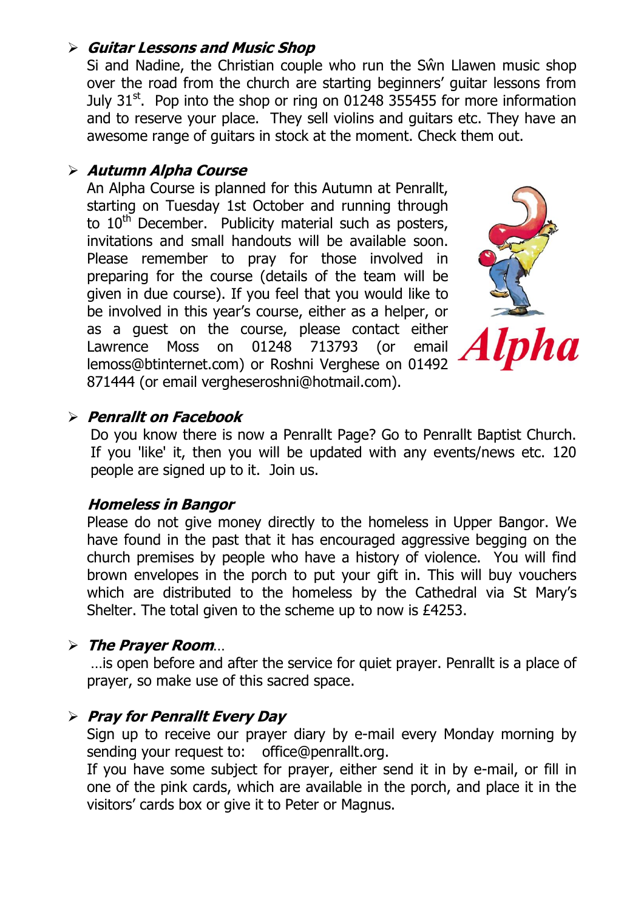- ***Guitar Lessons and Music Shop***

  Si and Nadine, the Christian couple who run the Sŵn Llawen music shop over the road from the church are starting beginners' guitar lessons from July 31st. Pop into the shop or ring on 01248 355455 for more information and to reserve your place. They sell violins and guitars etc. They have an awesome range of guitars in stock at the moment. Check them out.

- ***Autumn Alpha Course***

  An Alpha Course is planned for this Autumn at Penrallt, starting on Tuesday 1st October and running through to 10th December. Publicity material such as posters, invitations and small handouts will be available soon. Please remember to pray for those involved in preparing for the course (details of the team will be given in due course). If you feel that you would like to be involved in this year's course, either as a helper, or as a guest on the course, please contact either Lawrence Moss on 01248 713793 (or email lemoss@btinternet.com) or Roshni Verghese on 01492 871444 (or email vergheseroshni@hotmail.com).

  Alpha

- ***Penrallt on Facebook***

  Do you know there is now a Penrallt Page? Go to Penrallt Baptist Church. If you 'like' it, then you will be updated with any events/news etc. 120 people are signed up to it. Join us.

***Homeless in Bangor***

Please do not give money directly to the homeless in Upper Bangor. We have found in the past that it has encouraged aggressive begging on the church premises by people who have a history of violence. You will find brown envelopes in the porch to put your gift in. This will buy vouchers which are distributed to the homeless by the Cathedral via St Mary's Shelter. The total given to the scheme up to now is £4253.

- ***The Prayer Room***…

  …is open before and after the service for quiet prayer. Penrallt is a place of prayer, so make use of this sacred space.

- ***Pray for Penrallt Every Day***

  Sign up to receive our prayer diary by e-mail every Monday morning by sending your request to: office@penrallt.org.

  If you have some subject for prayer, either send it in by e-mail, or fill in one of the pink cards, which are available in the porch, and place it in the visitors' cards box or give it to Peter or Magnus.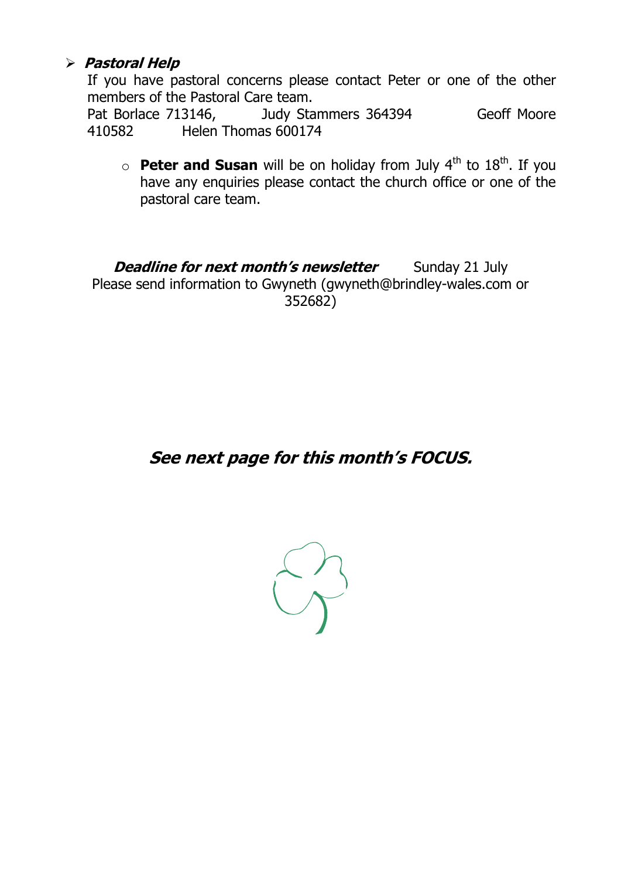- ***Pastoral Help***

  If you have pastoral concerns please contact Peter or one of the other members of the Pastoral Care team.

  Pat Borlace 713146, Judy Stammers 364394 Geoff Moore 410582 Helen Thomas 600174

  - **Peter and Susan** will be on holiday from July 4th to 18th. If you have any enquiries please contact the church office or one of the pastoral care team.

***Deadline for next month's newsletter*** Sunday 21 July

Please send information to Gwyneth (gwyneth@brindley-wales.com or 352682)

***See next page for this month's FOCUS.***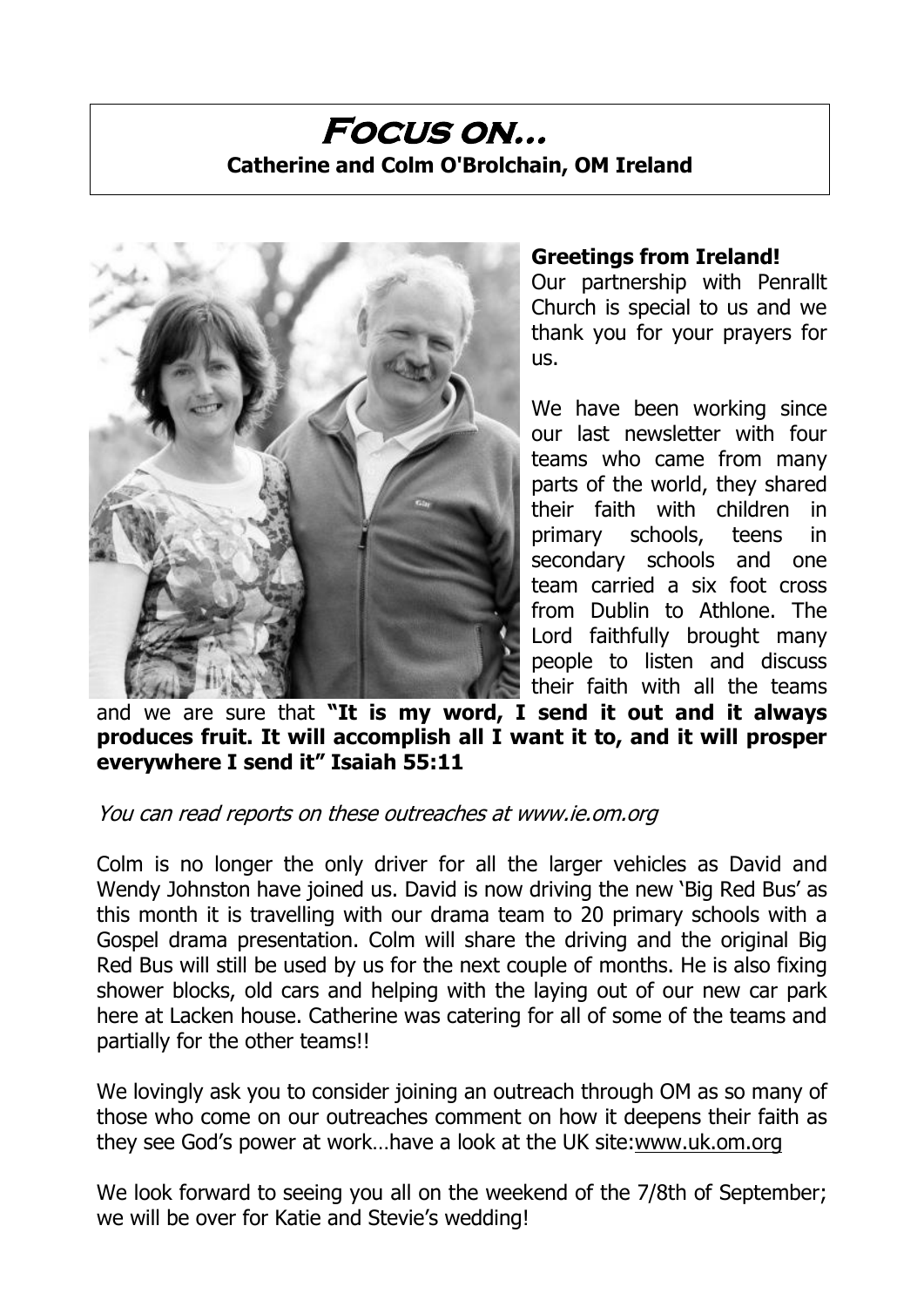# Focus on...

**Catherine and Colm O'Brolchain, OM Ireland**

**Greetings from Ireland!**

Our partnership with Penrallt Church is special to us and we thank you for your prayers for us.

We have been working since our last newsletter with four teams who came from many parts of the world, they shared their faith with children in primary schools, teens in secondary schools and one team carried a six foot cross from Dublin to Athlone. The Lord faithfully brought many people to listen and discuss their faith with all the teams and we are sure that **"It is my word, I send it out and it always produces fruit. It will accomplish all I want it to, and it will prosper everywhere I send it" Isaiah 55:11**

*You can read reports on these outreaches at www.ie.om.org*

Colm is no longer the only driver for all the larger vehicles as David and Wendy Johnston have joined us. David is now driving the new 'Big Red Bus' as this month it is travelling with our drama team to 20 primary schools with a Gospel drama presentation. Colm will share the driving and the original Big Red Bus will still be used by us for the next couple of months. He is also fixing shower blocks, old cars and helping with the laying out of our new car park here at Lacken house. Catherine was catering for all of some of the teams and partially for the other teams!!

We lovingly ask you to consider joining an outreach through OM as so many of those who come on our outreaches comment on how it deepens their faith as they see God's power at work…have a look at the UK site:www.uk.om.org

We look forward to seeing you all on the weekend of the 7/8th of September; we will be over for Katie and Stevie's wedding!